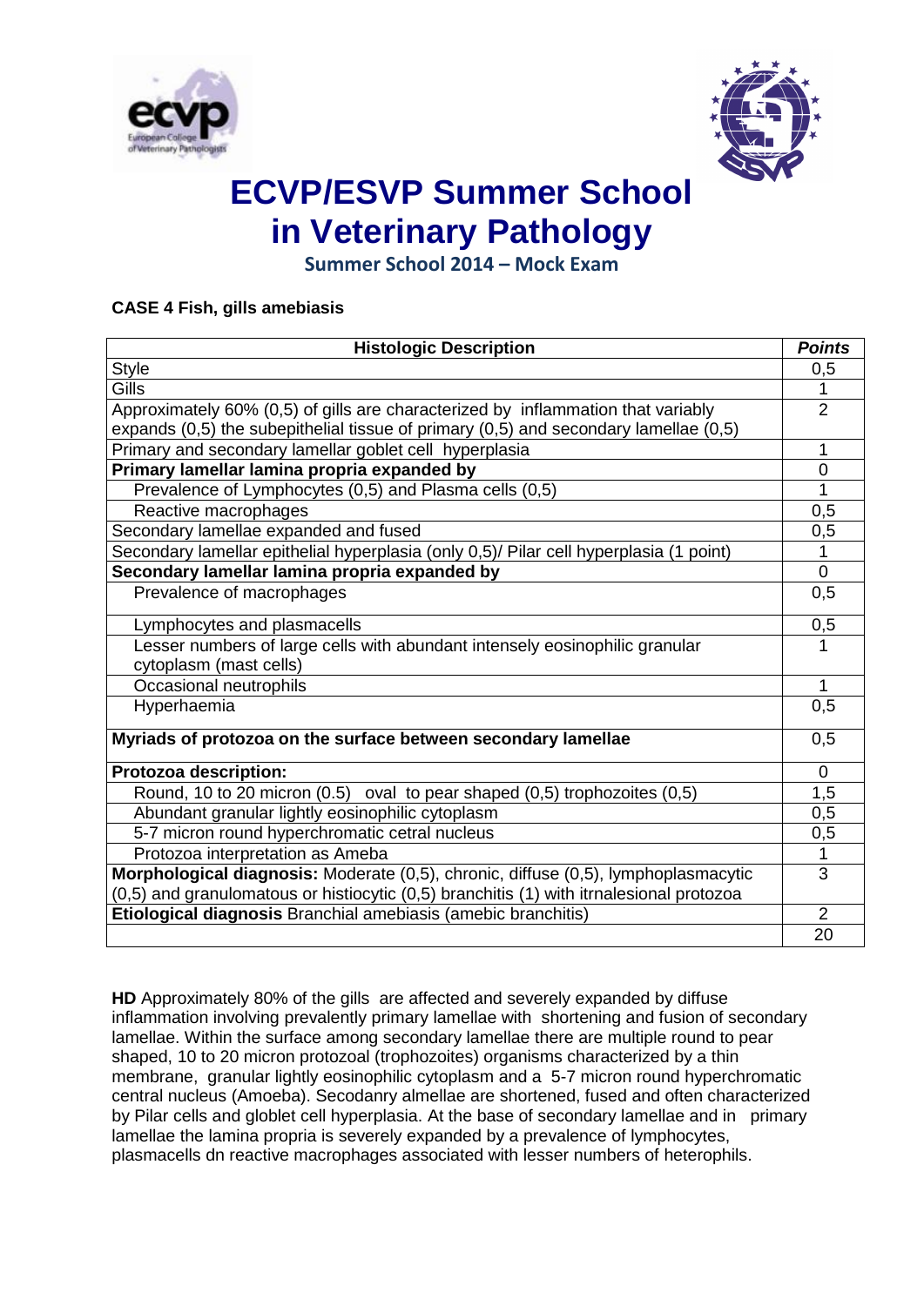# ECVP/ESVP Summer School in Veterinary Pathology

**Summer School 2014 – Mock Exam**

**CASE 4 Fish, gills amebiasis**

| **Histologic Description** | ***Points*** |
|---|---|
| Style | 0,5 |
| Gills | 1 |
| Approximately 60% (0,5) of gills are characterized by inflammation that variably expands (0,5) the subepithelial tissue of primary (0,5) and secondary lamellae (0,5) | 2 |
| Primary and secondary lamellar goblet cell hyperplasia | 1 |
| **Primary lamellar lamina propria expanded by** | 0 |
| Prevalence of Lymphocytes (0,5) and Plasma cells (0,5) | 1 |
| Reactive macrophages | 0,5 |
| Secondary lamellae expanded and fused | 0,5 |
| Secondary lamellar epithelial hyperplasia (only 0,5)/ Pilar cell hyperplasia (1 point) | 1 |
| **Secondary lamellar lamina propria expanded by** | 0 |
| Prevalence of macrophages | 0,5 |
| Lymphocytes and plasmacells | 0,5 |
| Lesser numbers of large cells with abundant intensely eosinophilic granular cytoplasm (mast cells) | 1 |
| Occasional neutrophils | 1 |
| Hyperhaemia | 0,5 |
| **Myriads of protozoa on the surface between secondary lamellae** | 0,5 |
| **Protozoa description:** | 0 |
| Round, 10 to 20 micron (0.5) oval to pear shaped (0,5) trophozoites (0,5) | 1,5 |
| Abundant granular lightly eosinophilic cytoplasm | 0,5 |
| 5-7 micron round hyperchromatic cetral nucleus | 0,5 |
| Protozoa interpretation as Ameba | 1 |
| **Morphological diagnosis:** Moderate (0,5), chronic, diffuse (0,5), lymphoplasmacytic (0,5) and granulomatous or histiocytic (0,5) branchitis (1) with itrnalesional protozoa | 3 |
| **Etiological diagnosis** Branchial amebiasis (amebic branchitis) | 2 |
| | 20 |

**HD** Approximately 80% of the gills are affected and severely expanded by diffuse inflammation involving prevalently primary lamellae with shortening and fusion of secondary lamellae. Within the surface among secondary lamellae there are multiple round to pear shaped, 10 to 20 micron protozoal (trophozoites) organisms characterized by a thin membrane, granular lightly eosinophilic cytoplasm and a 5-7 micron round hyperchromatic central nucleus (Amoeba). Secodanry almellae are shortened, fused and often characterized by Pilar cells and globlet cell hyperplasia. At the base of secondary lamellae and in primary lamellae the lamina propria is severely expanded by a prevalence of lymphocytes, plasmacells dn reactive macrophages associated with lesser numbers of heterophils.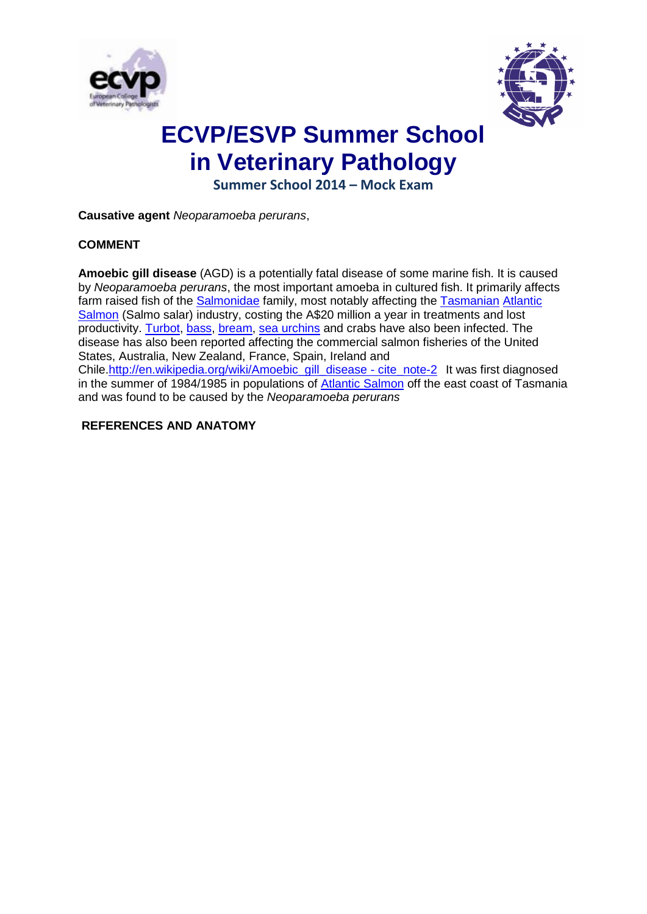# ECVP/ESVP Summer School in Veterinary Pathology

**Summer School 2014 – Mock Exam**

**Causative agent** *Neoparamoeba perurans*,

**COMMENT**

**Amoebic gill disease** (AGD) is a potentially fatal disease of some marine fish. It is caused by *Neoparamoeba perurans*, the most important amoeba in cultured fish. It primarily affects farm raised fish of the Salmonidae family, most notably affecting the Tasmanian Atlantic Salmon (Salmo salar) industry, costing the A$20 million a year in treatments and lost productivity. Turbot, bass, bream, sea urchins and crabs have also been infected. The disease has also been reported affecting the commercial salmon fisheries of the United States, Australia, New Zealand, France, Spain, Ireland and Chile.http://en.wikipedia.org/wiki/Amoebic_gill_disease - cite_note-2 It was first diagnosed in the summer of 1984/1985 in populations of Atlantic Salmon off the east coast of Tasmania and was found to be caused by the *Neoparamoeba perurans*

**REFERENCES AND ANATOMY**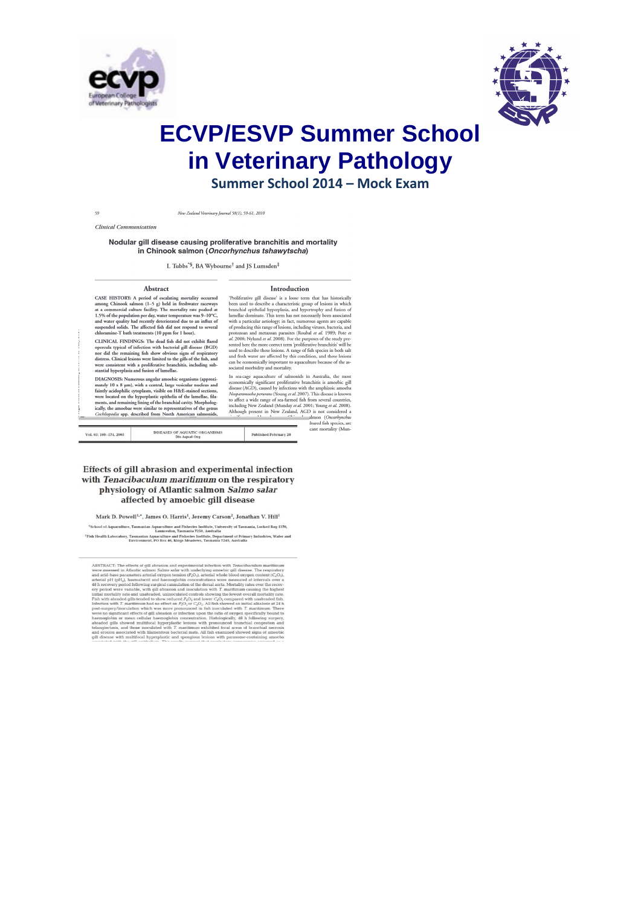# ECVP/ESVP Summer School in Veterinary Pathology

## Summer School 2014 – Mock Exam

*Clinical Communication*

### Nodular gill disease causing proliferative branchitis and mortality in Chinook salmon (*Oncorhynchus tshawytscha*)

L Tubbs*§, BA Wybourne† and JS Lumsden‡

#### Abstract

CASE HISTORY: A period of escalating mortality occurred among Chinook salmon (1–5 g) held in freshwater raceways at a commercial culture facility. The mortality rate peaked at 1.5% of the population per day, water temperature was 9–10°C, and water quality had recently deteriorated due to an influx of suspended solids. The affected fish did not respond to several chloramine-T bath treatments (10 ppm for 1 hour).

CLINICAL FINDINGS: The dead fish did not exhibit flared opercula typical of infection with bacterial gill disease (BGD) nor did the remaining fish show obvious signs of respiratory distress. Clinical lesions were limited to the gills of the fish, and were consistent with a proliferative branchitis, including substantial hyperplasia and fusion of lamellae.

DIAGNOSIS: Numerous angular amoebic organisms (approximately 10 x 8 μm), with a central, large vesicular nucleus and faintly acidophilic cytoplasm, visible on H&E-stained sections, were located on the hyperplastic epithelia of the lamellae, filaments, and remaining lining of the branchial cavity. Morphologically, the amoebae were similar to representatives of the genus *Cochliopodia* spp. described from North American salmonids,

#### Introduction

'Proliferative gill disease' is a loose term that has historically been used to describe a characteristic group of lesions in which branchial epithelial hyperplasia, and hypertrophy and fusion of lamellae dominate. This term has not necessarily been associated with a particular aetiology; in fact, numerous agents are capable of producing this range of lesions, including viruses, bacteria, and protozoan and metazoan parasites (Roubal *et al.* 1989; Pote *et al.* 2000; Nylund *et al.* 2008). For the purposes of the study presented here the more correct term 'proliferative branchitis' will be used to describe these lesions. A range of fish species in both salt and fresh water are affected by this condition, and these lesions can be economically important to aquaculture because of the associated morbidity and mortality.

In sea-cage aquaculture of salmonids in Australia, the most economically significant proliferative branchitis is amoebic gill disease (AGD), caused by infections with the amphizoic amoeba *Neoparamoeba perurans* (Young *et al.* 2007). This disease is known to affect a wide range of sea-farmed fish from several countries, including New Zealand (Munday *et al.* 2001; Young *et al.* 2008). Although present in New Zealand, AGD is not considered a ... almon (*Oncorhynchus* ... ltured fish species, are ... cant mortality (Mun-

---

### Effects of gill abrasion and experimental infection with *Tenacibaculum maritimum* on the respiratory physiology of Atlantic salmon *Salmo salar* affected by amoebic gill disease

Mark D. Powell[1,*], James O. Harris[1], Jeremy Carson[2], Jonathan V. Hill[1]

[1]School of Aquaculture, Tasmanian Aquaculture and Fisheries Institute, University of Tasmania, Locked Bag 1370, Launceston, Tasmania 7250, Australia

[2]Fish Health Laboratory, Tasmanian Aquaculture and Fisheries Institute, Department of Primary Industries, Water and Environment, PO Box 46, Kings Meadows, Tasmania 7249, Australia

ABSTRACT: The effects of gill abrasion and experimental infection with *Tenacibaculum maritimum* were assessed in Atlantic salmon *Salmo salar* with underlying amoebic gill disease. The respiratory and acid-base parameters arterial oxygen tension ($P_aO_2$), arterial whole blood oxygen content ($C_aO_2$), arterial pH ($pH_a$), haematocrit and haemoglobin concentrations were measured at intervals over a 48 h recovery period following surgical cannulation of the dorsal aorta. Mortality rates over the recovery period were variable, with gill abrasion and inoculation with *T. maritimum* causing the highest initial mortality rate and unabraded, uninoculated controls showing the lowest overall mortality rate. Fish with abraded gills tended to show reduced $P_aO_2$ and lower $C_aO_2$ compared with unabraded fish. Infection with *T. maritimum* had no effect on $P_aO_2$ or $C_aO_2$. All fish showed an initial alkalosis at 24 h post-surgery/inoculation which was more pronounced in fish inoculated with *T. maritimum*. There were no significant effects of gill abrasion or infection upon the ratio of oxygen specifically bound to haemoglobin or mean cellular haemoglobin concentration. Histologically, 48 h following surgery, abraded gills showed multifocal hyperplastic lesions with pronounced branchial congestion and telangiectasis, and these inoculated with *T. maritimum* exhibited focal areas of branchial necrosis and erosion associated with filamentous bacterial mats. All fish examined showed signs of amoebic gill disease with multifocal hyperplastic and spongious lesions with parasome-containing amoeba ...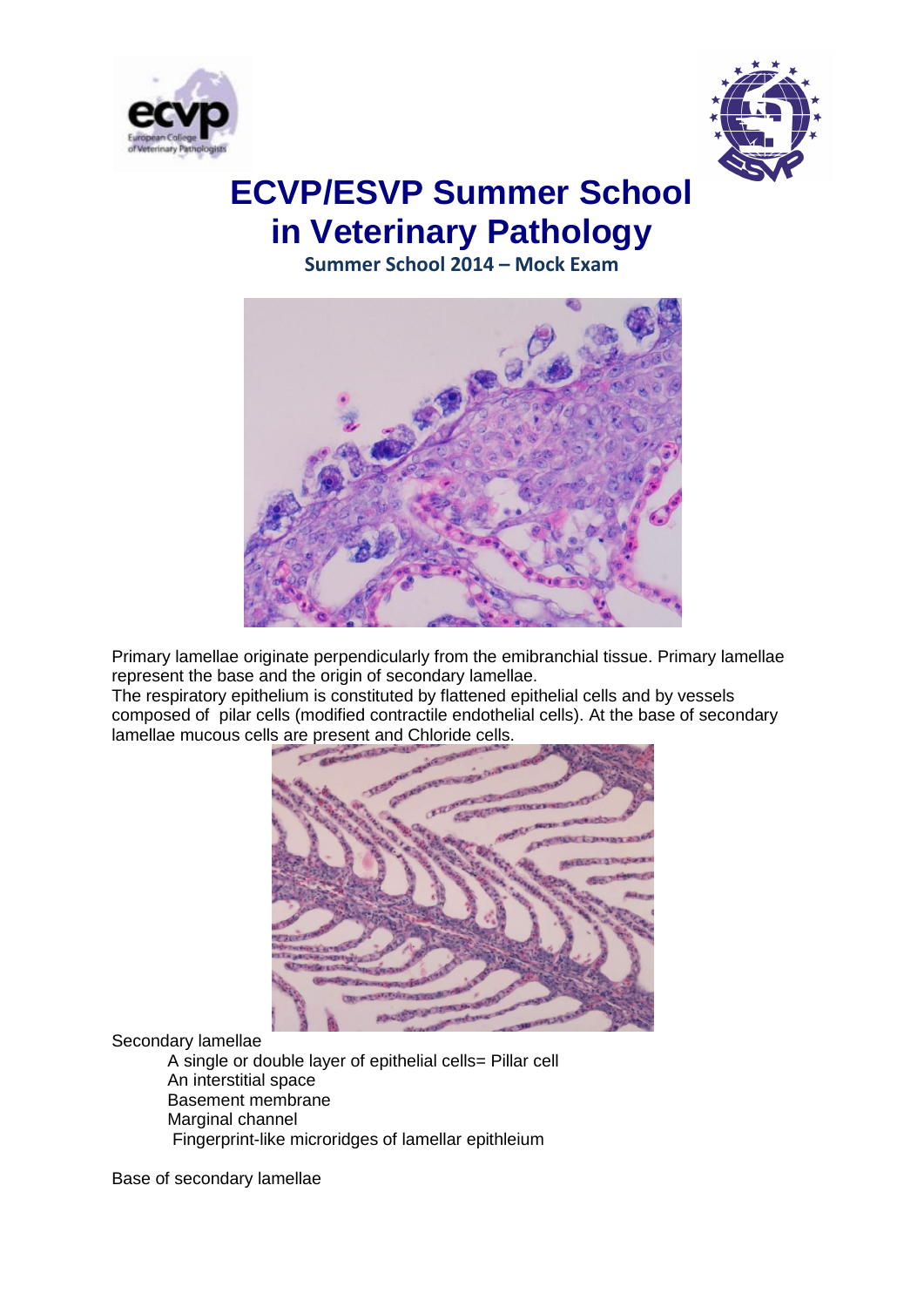# ECVP/ESVP Summer School in Veterinary Pathology

**Summer School 2014 – Mock Exam**

Primary lamellae originate perpendicularly from the emibranchial tissue. Primary lamellae represent the base and the origin of secondary lamellae.
The respiratory epithelium is constituted by flattened epithelial cells and by vessels composed of pilar cells (modified contractile endothelial cells). At the base of secondary lamellae mucous cells are present and Chloride cells.

Secondary lamellae

- A single or double layer of epithelial cells= Pillar cell
- An interstitial space
- Basement membrane
- Marginal channel
- Fingerprint-like microridges of lamellar epithleium

Base of secondary lamellae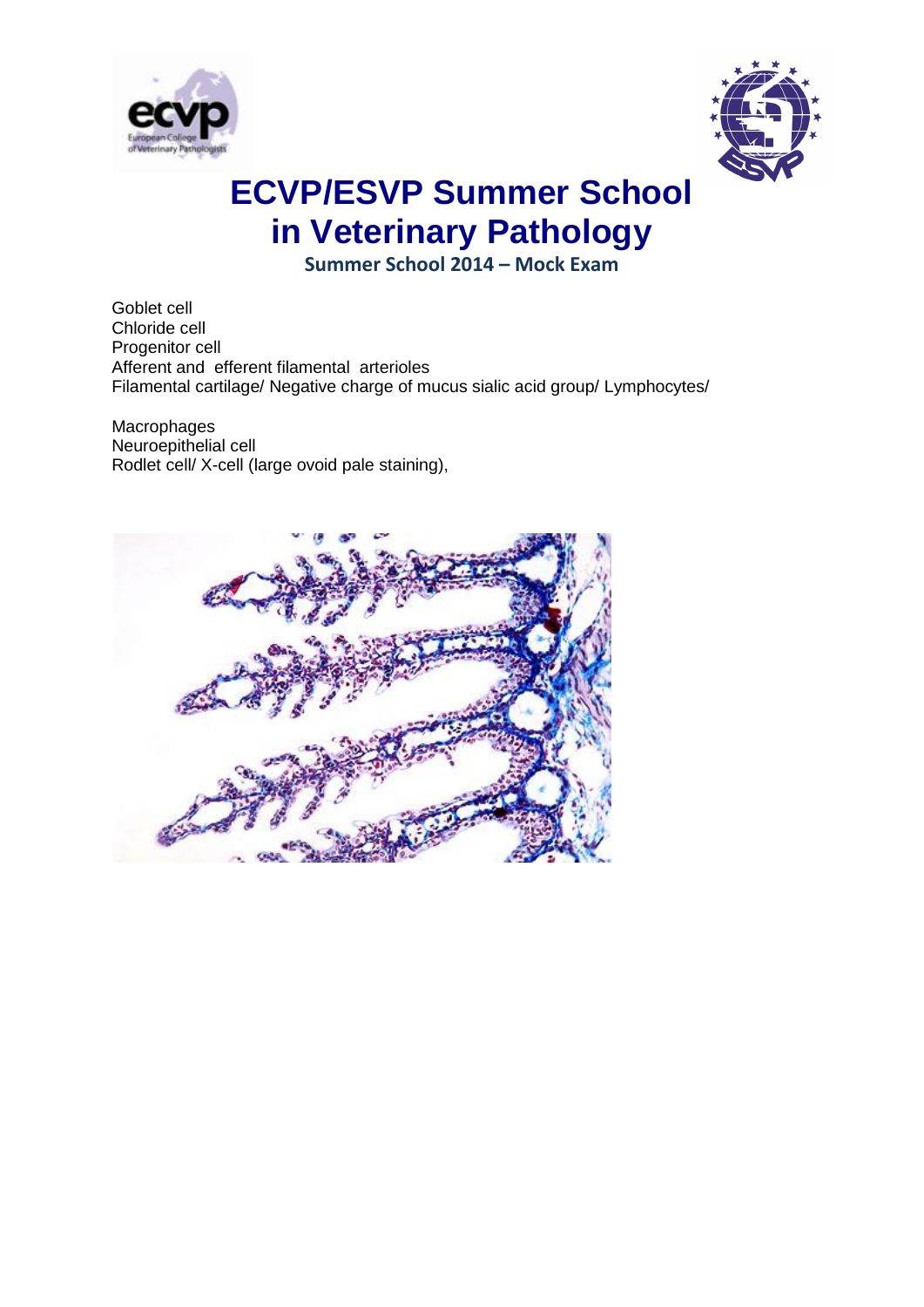# ECVP/ESVP Summer School in Veterinary Pathology

**Summer School 2014 – Mock Exam**

Goblet cell
Chloride cell
Progenitor cell
Afferent and efferent filamental arterioles
Filamental cartilage/ Negative charge of mucus sialic acid group/ Lymphocytes/

Macrophages
Neuroepithelial cell
Rodlet cell/ X-cell (large ovoid pale staining),